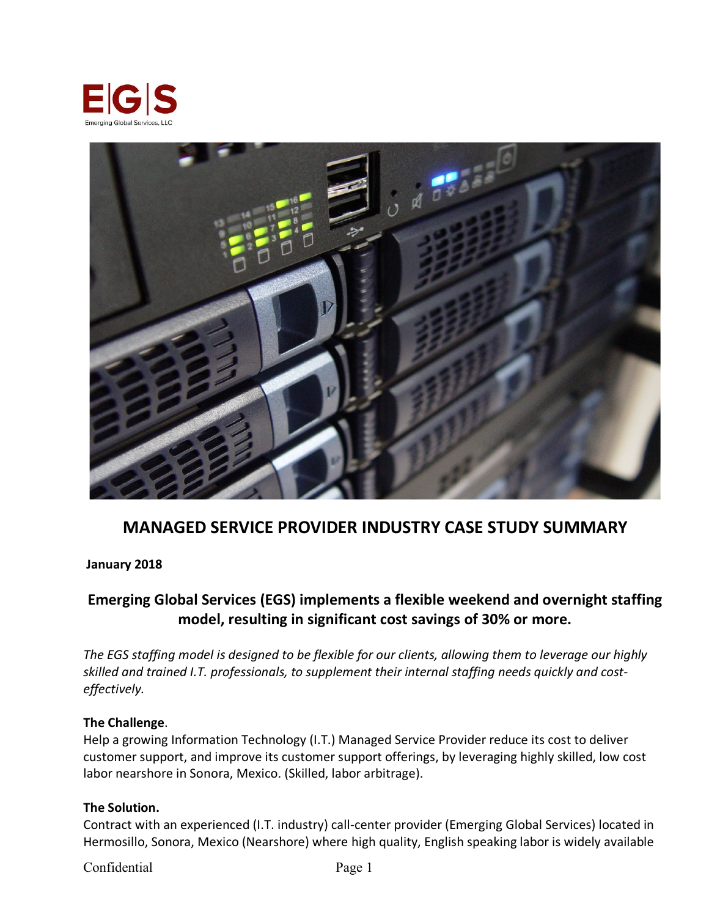# MANAGED SERVICE PROVIDER INDUSTRY CASE STUDY SUMMARY

**January 2018**

## Emerging Global Services (EGS) implements a flexible weekend and overnight staffing model, resulting in significant cost savings of 30% or more.

*The EGS staffing model is designed to be flexible for our clients, allowing them to leverage our highly skilled and trained I.T. professionals, to supplement their internal staffing needs quickly and cost-effectively.*

**The Challenge**.

Help a growing Information Technology (I.T.) Managed Service Provider reduce its cost to deliver customer support, and improve its customer support offerings, by leveraging highly skilled, low cost labor nearshore in Sonora, Mexico. (Skilled, labor arbitrage).

**The Solution.**

Contract with an experienced (I.T. industry) call-center provider (Emerging Global Services) located in Hermosillo, Sonora, Mexico (Nearshore) where high quality, English speaking labor is widely available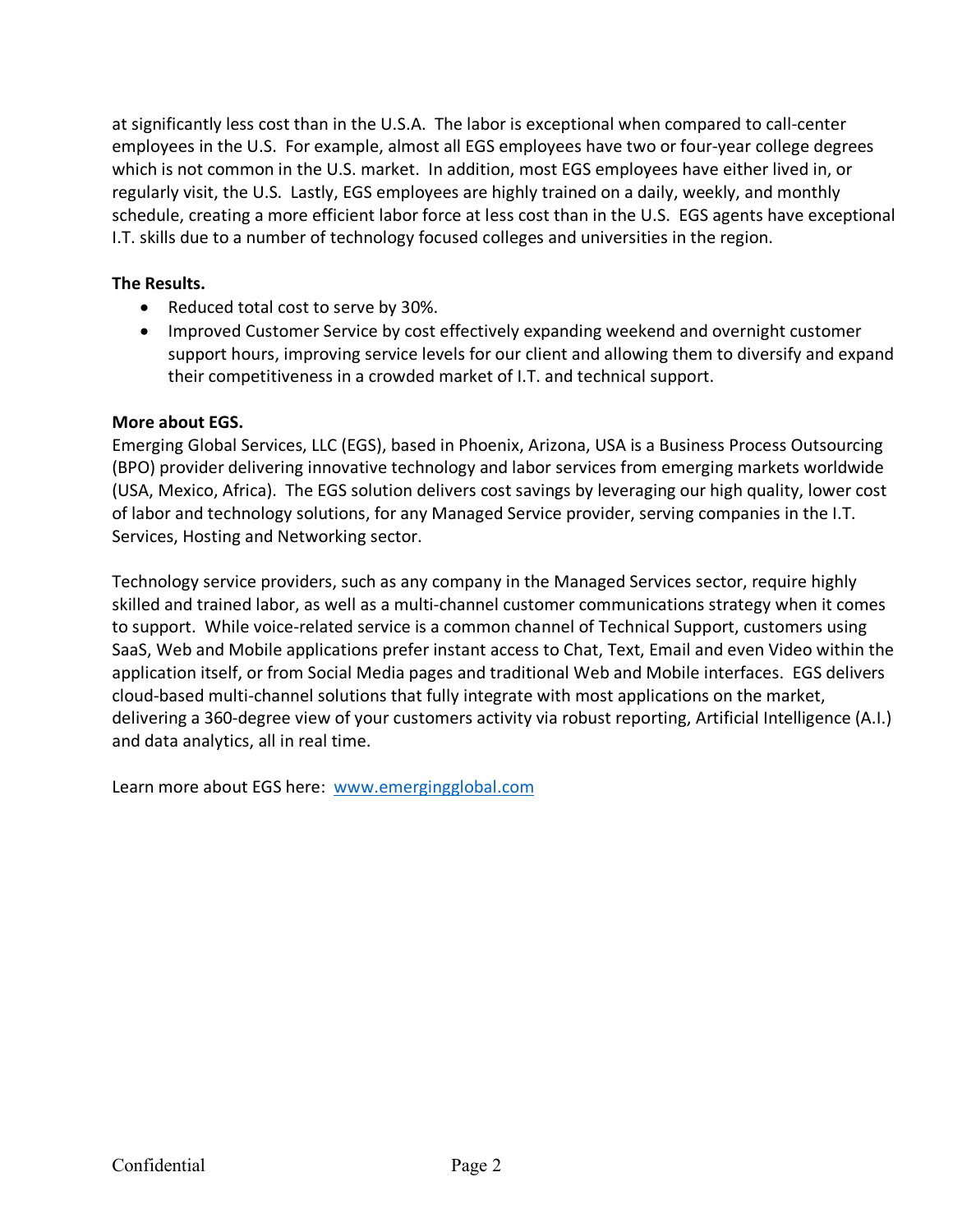at significantly less cost than in the U.S.A. The labor is exceptional when compared to call-center employees in the U.S. For example, almost all EGS employees have two or four-year college degrees which is not common in the U.S. market. In addition, most EGS employees have either lived in, or regularly visit, the U.S. Lastly, EGS employees are highly trained on a daily, weekly, and monthly schedule, creating a more efficient labor force at less cost than in the U.S. EGS agents have exceptional I.T. skills due to a number of technology focused colleges and universities in the region.

**The Results.**

- Reduced total cost to serve by 30%.
- Improved Customer Service by cost effectively expanding weekend and overnight customer support hours, improving service levels for our client and allowing them to diversify and expand their competitiveness in a crowded market of I.T. and technical support.

**More about EGS.**

Emerging Global Services, LLC (EGS), based in Phoenix, Arizona, USA is a Business Process Outsourcing (BPO) provider delivering innovative technology and labor services from emerging markets worldwide (USA, Mexico, Africa). The EGS solution delivers cost savings by leveraging our high quality, lower cost of labor and technology solutions, for any Managed Service provider, serving companies in the I.T. Services, Hosting and Networking sector.

Technology service providers, such as any company in the Managed Services sector, require highly skilled and trained labor, as well as a multi-channel customer communications strategy when it comes to support. While voice-related service is a common channel of Technical Support, customers using SaaS, Web and Mobile applications prefer instant access to Chat, Text, Email and even Video within the application itself, or from Social Media pages and traditional Web and Mobile interfaces. EGS delivers cloud-based multi-channel solutions that fully integrate with most applications on the market, delivering a 360-degree view of your customers activity via robust reporting, Artificial Intelligence (A.I.) and data analytics, all in real time.

Learn more about EGS here: [www.emergingglobal.com](http://www.emergingglobal.com)

Confidential